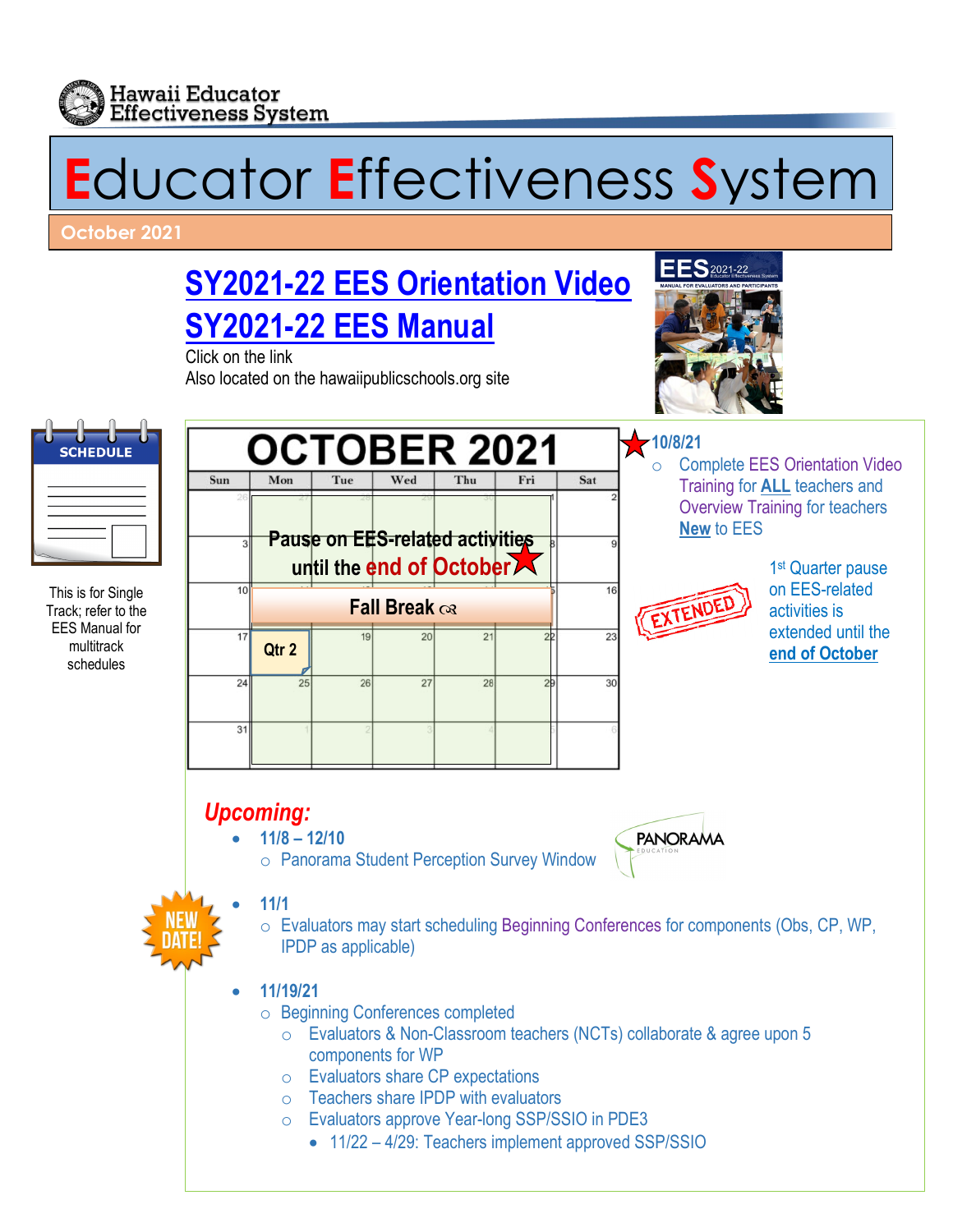Hawaii Educator Effectiveness System

# Educator Effectiveness System

## October 2021

## SY2021-22 EES Orientation Video

## SY2021-22 EES Manual

Click on the link
Also located on the hawaiipublicschools.org site

SCHEDULE

This is for Single Track; refer to the EES Manual for multitrack schedules

# OCTOBER 2021

| Sun | Mon | Tue | Wed | Thu | Fri | Sat |
|---|---|---|---|---|---|---|
| 26 | 27 | 28 | 29 | 30 | 1 | 2 |
| 3 | 4 | 5 | 6 | 7 | 8 | 9 |
| 10 | 11 | 12 | 13 | 14 | 15 | 16 |
| 17 | 18 | 19 | 20 | 21 | 22 | 23 |
| 24 | 25 | 26 | 27 | 28 | 29 | 30 |
| 31 | 1 | 2 | 3 | 4 | 5 | 6 |

Pause on EES-related activities until the end of October

Fall Break

Qtr 2

**10/8/21**

- Complete EES Orientation Video Training for **ALL** teachers and Overview Training for teachers **New** to EES

EXTENDED

1st Quarter pause on EES-related activities is extended until the **end of October**

## *Upcoming:*

- **11/8 – 12/10**
  - Panorama Student Perception Survey Window

PANORAMA EDUCATION

NEW DATE!

- **11/1**
  - Evaluators may start scheduling Beginning Conferences for components (Obs, CP, WP, IPDP as applicable)

- **11/19/21**
  - Beginning Conferences completed
    - Evaluators & Non-Classroom teachers (NCTs) collaborate & agree upon 5 components for WP
    - Evaluators share CP expectations
    - Teachers share IPDP with evaluators
    - Evaluators approve Year-long SSP/SSIO in PDE3
      - 11/22 – 4/29: Teachers implement approved SSP/SSIO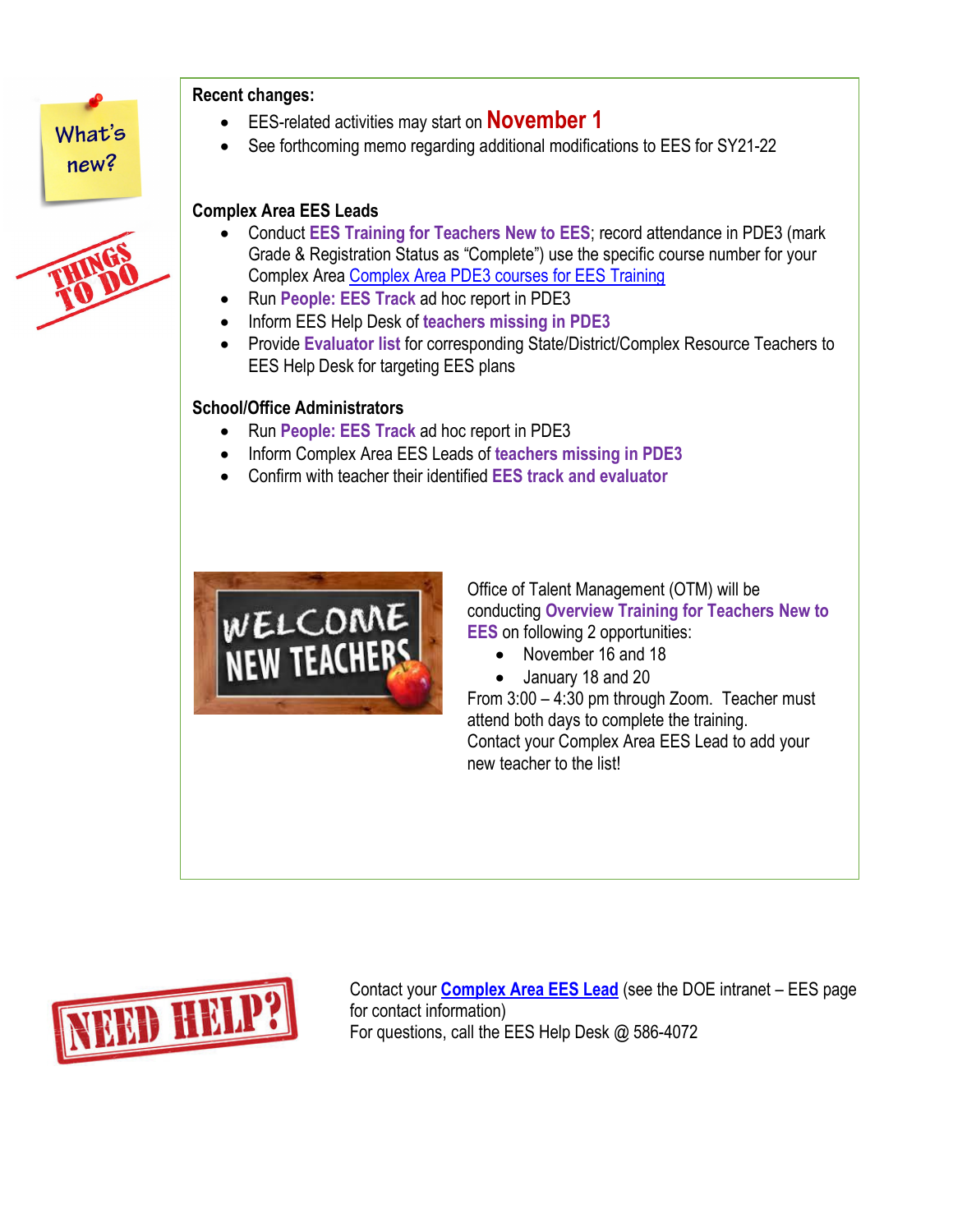**Recent changes:**

- EES-related activities may start on **November 1**
- See forthcoming memo regarding additional modifications to EES for SY21-22

**Complex Area EES Leads**

- Conduct **EES Training for Teachers New to EES**; record attendance in PDE3 (mark Grade & Registration Status as "Complete") use the specific course number for your Complex Area Complex Area PDE3 courses for EES Training
- Run **People: EES Track** ad hoc report in PDE3
- Inform EES Help Desk of **teachers missing in PDE3**
- Provide **Evaluator list** for corresponding State/District/Complex Resource Teachers to EES Help Desk for targeting EES plans

**School/Office Administrators**

- Run **People: EES Track** ad hoc report in PDE3
- Inform Complex Area EES Leads of **teachers missing in PDE3**
- Confirm with teacher their identified **EES track and evaluator**

Office of Talent Management (OTM) will be conducting **Overview Training for Teachers New to EES** on following 2 opportunities:

- November 16 and 18
- January 18 and 20

From 3:00 – 4:30 pm through Zoom. Teacher must attend both days to complete the training.
Contact your Complex Area EES Lead to add your new teacher to the list!

Contact your **Complex Area EES Lead** (see the DOE intranet – EES page for contact information)
For questions, call the EES Help Desk @ 586-4072